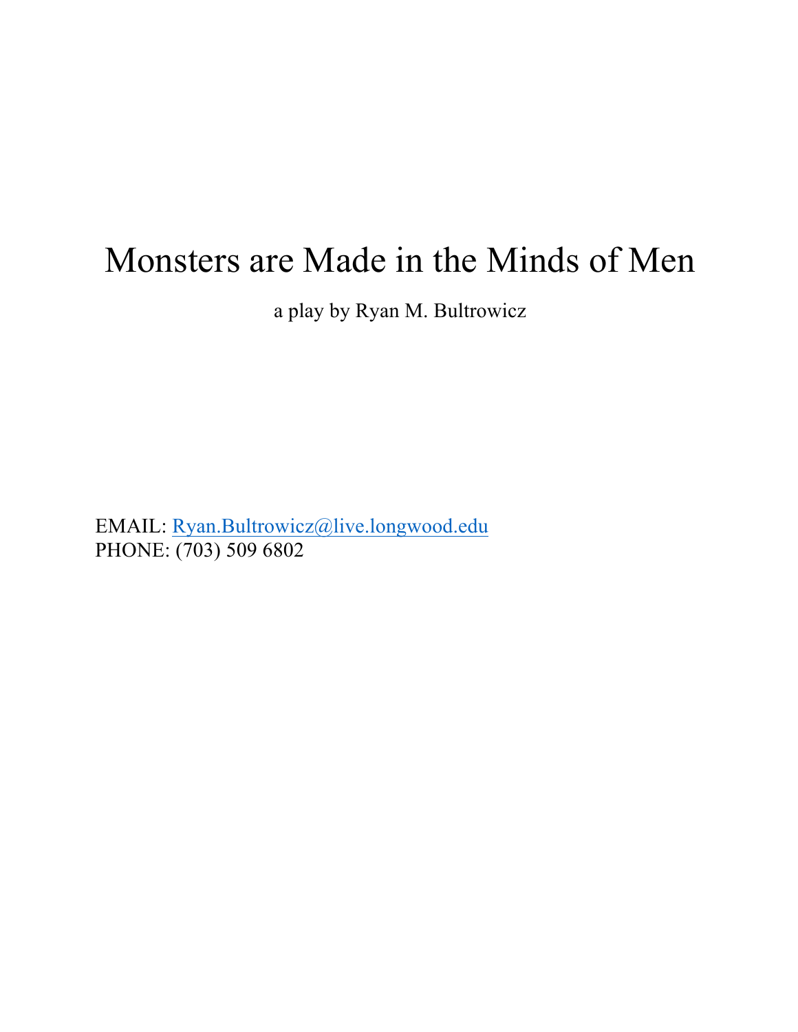# Monsters are Made in the Minds of Men

a play by Ryan M. Bultrowicz

EMAIL: Ryan.Bultrowicz@live.longwood.edu
PHONE: (703) 509 6802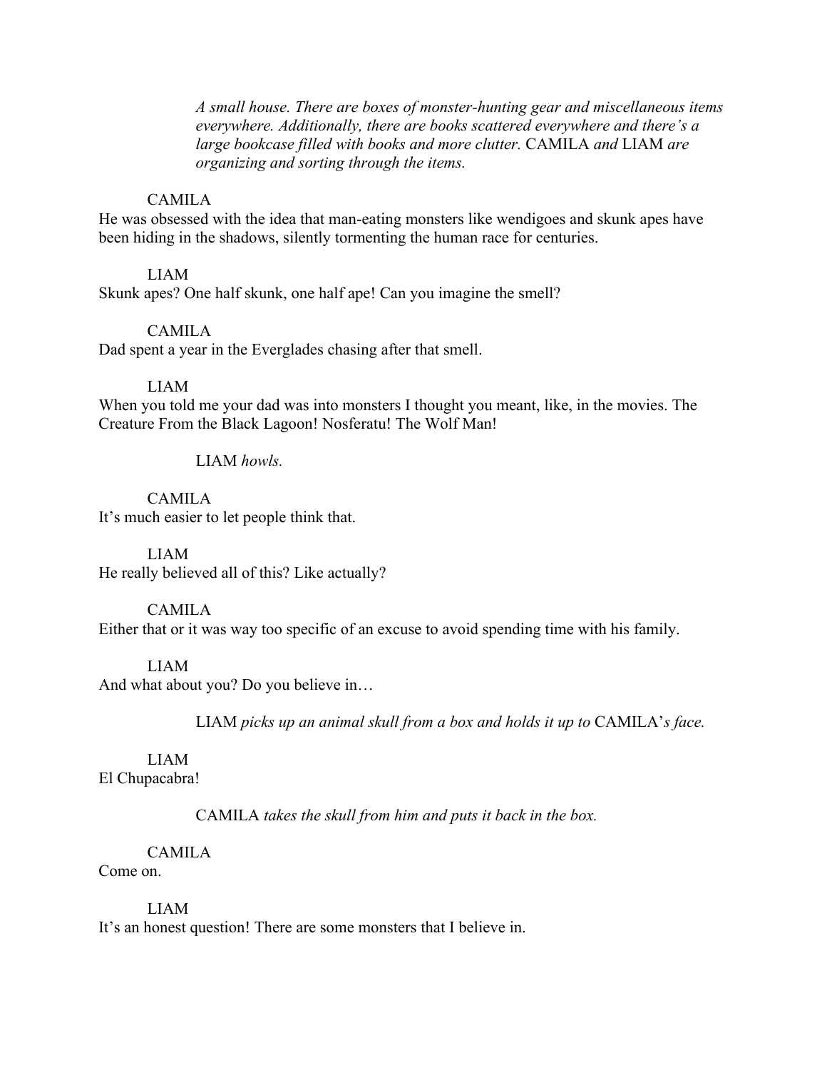*A small house. There are boxes of monster-hunting gear and miscellaneous items everywhere. Additionally, there are books scattered everywhere and there's a large bookcase filled with books and more clutter.* CAMILA *and* LIAM *are organizing and sorting through the items.*

CAMILA

He was obsessed with the idea that man-eating monsters like wendigoes and skunk apes have been hiding in the shadows, silently tormenting the human race for centuries.

LIAM

Skunk apes? One half skunk, one half ape! Can you imagine the smell?

CAMILA

Dad spent a year in the Everglades chasing after that smell.

LIAM

When you told me your dad was into monsters I thought you meant, like, in the movies. The Creature From the Black Lagoon! Nosferatu! The Wolf Man!

LIAM *howls.*

CAMILA

It's much easier to let people think that.

LIAM

He really believed all of this? Like actually?

CAMILA

Either that or it was way too specific of an excuse to avoid spending time with his family.

LIAM

And what about you? Do you believe in…

LIAM *picks up an animal skull from a box and holds it up to* CAMILA'*s face.*

LIAM

El Chupacabra!

CAMILA *takes the skull from him and puts it back in the box.*

CAMILA

Come on.

LIAM

It's an honest question! There are some monsters that I believe in.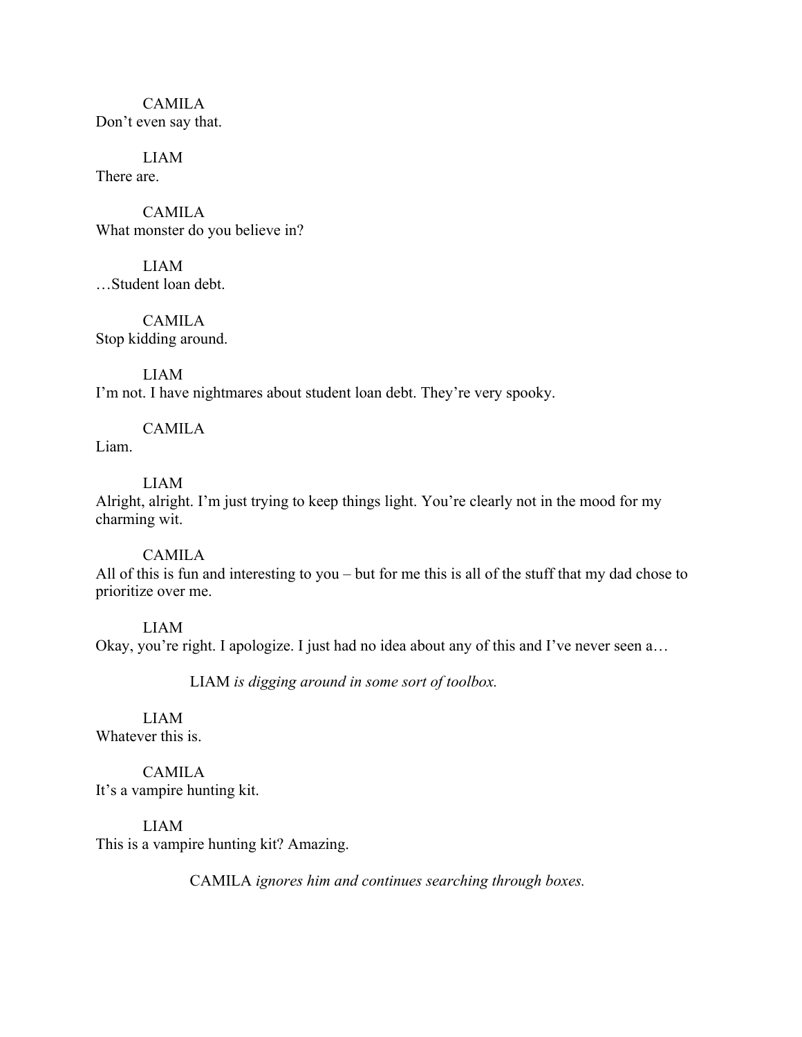CAMILA
Don't even say that.

LIAM
There are.

CAMILA
What monster do you believe in?

LIAM
…Student loan debt.

CAMILA
Stop kidding around.

LIAM
I'm not. I have nightmares about student loan debt. They're very spooky.

CAMILA
Liam.

LIAM
Alright, alright. I'm just trying to keep things light. You're clearly not in the mood for my charming wit.

CAMILA
All of this is fun and interesting to you – but for me this is all of the stuff that my dad chose to prioritize over me.

LIAM
Okay, you're right. I apologize. I just had no idea about any of this and I've never seen a…

LIAM *is digging around in some sort of toolbox.*

LIAM
Whatever this is.

CAMILA
It's a vampire hunting kit.

LIAM
This is a vampire hunting kit? Amazing.

CAMILA *ignores him and continues searching through boxes.*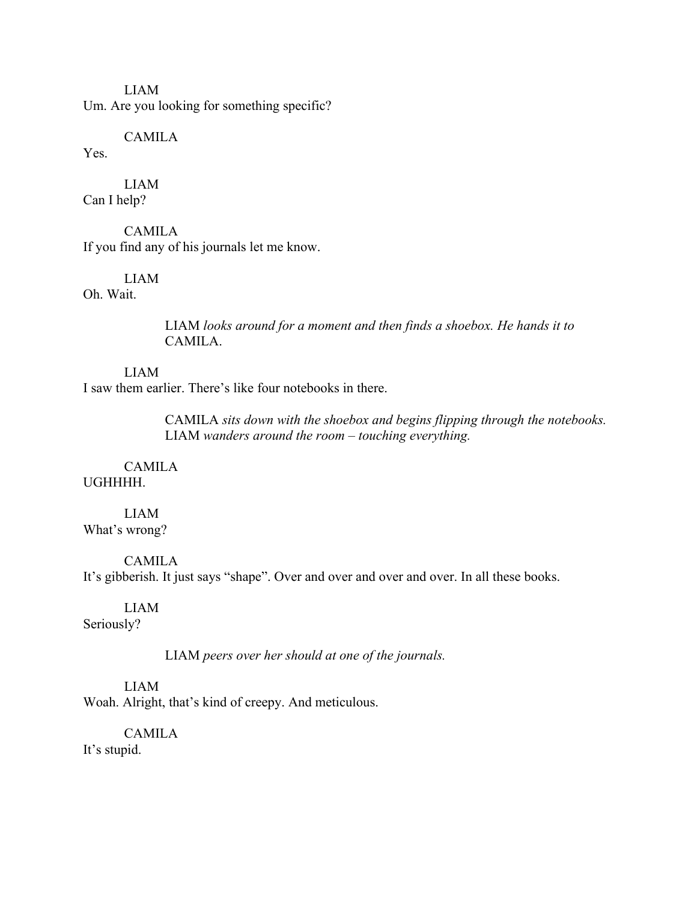LIAM

Um. Are you looking for something specific?

CAMILA

Yes.

LIAM

Can I help?

CAMILA

If you find any of his journals let me know.

LIAM

Oh. Wait.

> LIAM *looks around for a moment and then finds a shoebox. He hands it to* CAMILA.

LIAM

I saw them earlier. There's like four notebooks in there.

> CAMILA *sits down with the shoebox and begins flipping through the notebooks.* LIAM *wanders around the room – touching everything.*

CAMILA

UGHHHH.

LIAM

What's wrong?

CAMILA

It's gibberish. It just says "shape". Over and over and over and over. In all these books.

LIAM

Seriously?

> LIAM *peers over her should at one of the journals.*

LIAM

Woah. Alright, that's kind of creepy. And meticulous.

CAMILA

It's stupid.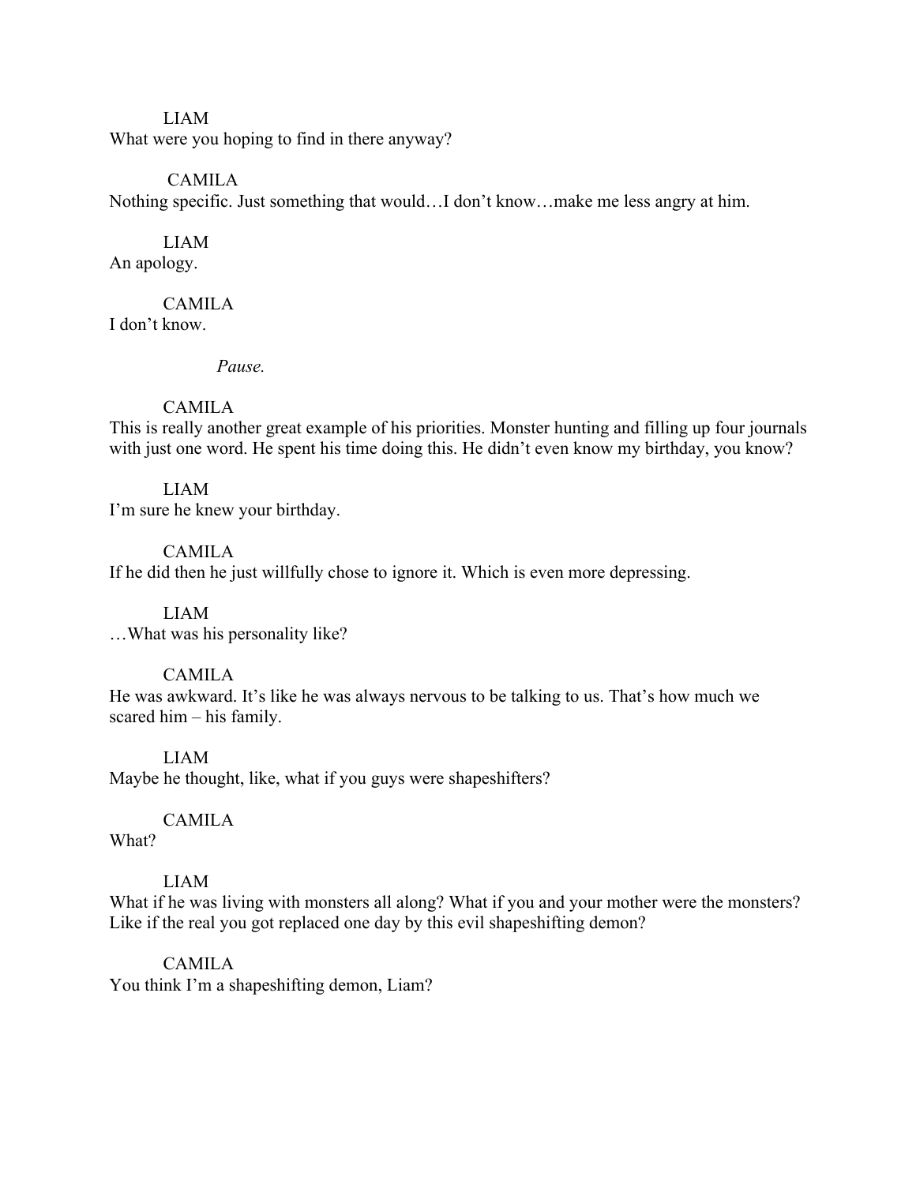LIAM

What were you hoping to find in there anyway?

CAMILA

Nothing specific. Just something that would…I don't know…make me less angry at him.

LIAM

An apology.

CAMILA

I don't know.

*Pause.*

CAMILA

This is really another great example of his priorities. Monster hunting and filling up four journals with just one word. He spent his time doing this. He didn't even know my birthday, you know?

LIAM

I'm sure he knew your birthday.

CAMILA

If he did then he just willfully chose to ignore it. Which is even more depressing.

LIAM

…What was his personality like?

CAMILA

He was awkward. It's like he was always nervous to be talking to us. That's how much we scared him – his family.

LIAM

Maybe he thought, like, what if you guys were shapeshifters?

CAMILA

What?

LIAM

What if he was living with monsters all along? What if you and your mother were the monsters? Like if the real you got replaced one day by this evil shapeshifting demon?

CAMILA

You think I'm a shapeshifting demon, Liam?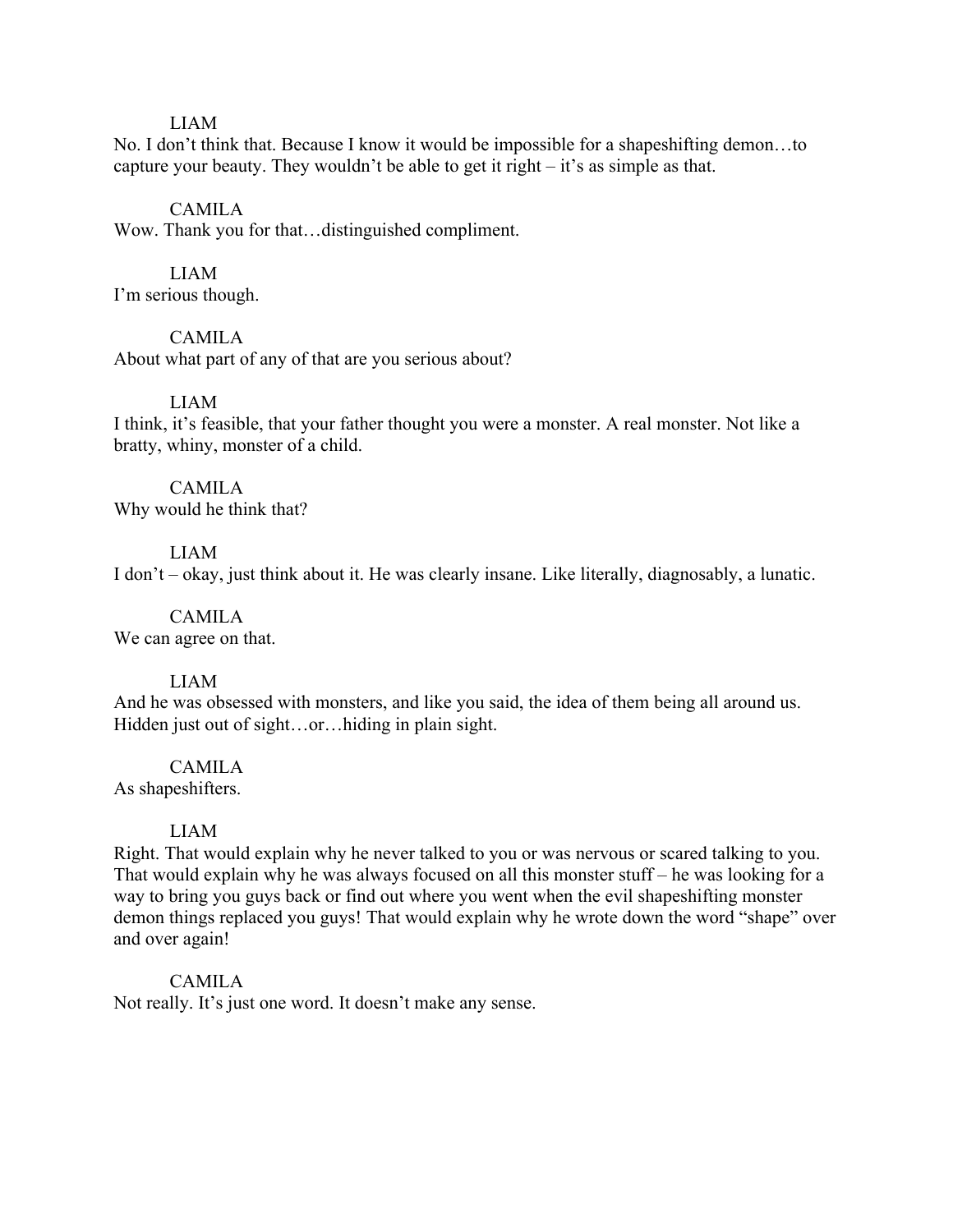LIAM

No. I don't think that. Because I know it would be impossible for a shapeshifting demon…to capture your beauty. They wouldn't be able to get it right – it's as simple as that.

CAMILA

Wow. Thank you for that…distinguished compliment.

LIAM

I'm serious though.

CAMILA

About what part of any of that are you serious about?

LIAM

I think, it's feasible, that your father thought you were a monster. A real monster. Not like a bratty, whiny, monster of a child.

CAMILA

Why would he think that?

LIAM

I don't – okay, just think about it. He was clearly insane. Like literally, diagnosably, a lunatic.

CAMILA

We can agree on that.

LIAM

And he was obsessed with monsters, and like you said, the idea of them being all around us. Hidden just out of sight…or…hiding in plain sight.

CAMILA

As shapeshifters.

LIAM

Right. That would explain why he never talked to you or was nervous or scared talking to you. That would explain why he was always focused on all this monster stuff – he was looking for a way to bring you guys back or find out where you went when the evil shapeshifting monster demon things replaced you guys! That would explain why he wrote down the word "shape" over and over again!

CAMILA

Not really. It's just one word. It doesn't make any sense.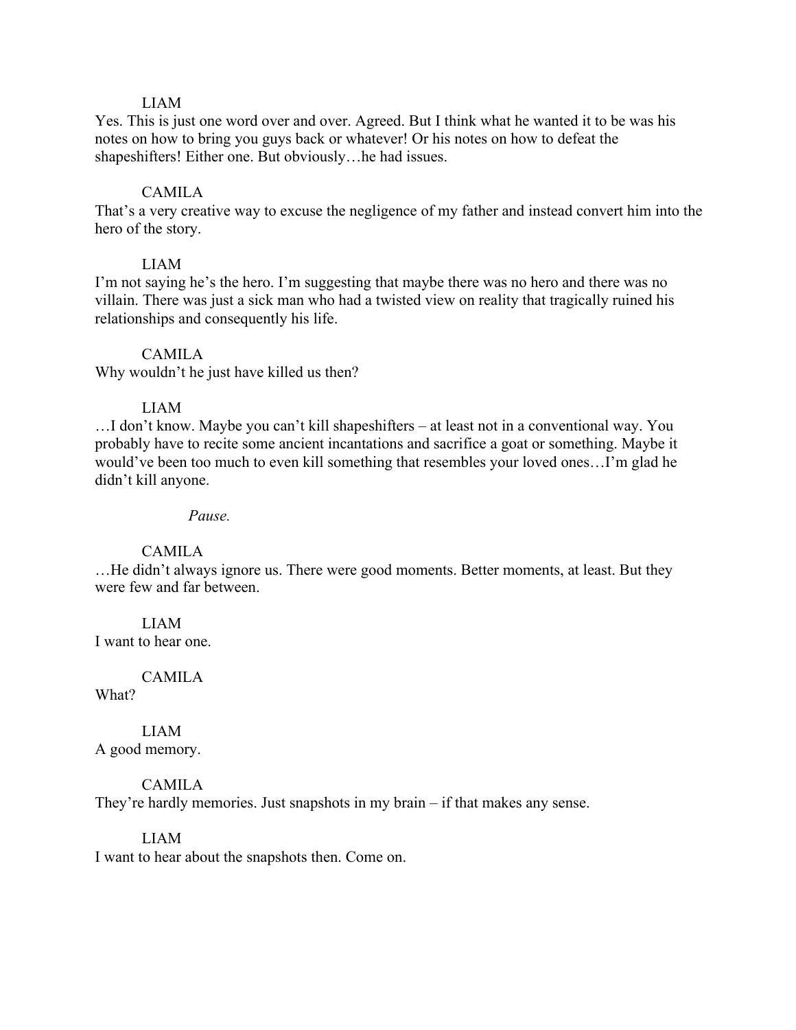LIAM

Yes. This is just one word over and over. Agreed. But I think what he wanted it to be was his notes on how to bring you guys back or whatever! Or his notes on how to defeat the shapeshifters! Either one. But obviously…he had issues.

CAMILA

That's a very creative way to excuse the negligence of my father and instead convert him into the hero of the story.

LIAM

I'm not saying he's the hero. I'm suggesting that maybe there was no hero and there was no villain. There was just a sick man who had a twisted view on reality that tragically ruined his relationships and consequently his life.

CAMILA

Why wouldn't he just have killed us then?

LIAM

…I don't know. Maybe you can't kill shapeshifters – at least not in a conventional way. You probably have to recite some ancient incantations and sacrifice a goat or something. Maybe it would've been too much to even kill something that resembles your loved ones…I'm glad he didn't kill anyone.

*Pause.*

CAMILA

…He didn't always ignore us. There were good moments. Better moments, at least. But they were few and far between.

LIAM

I want to hear one.

CAMILA

What?

LIAM

A good memory.

CAMILA

They're hardly memories. Just snapshots in my brain – if that makes any sense.

LIAM

I want to hear about the snapshots then. Come on.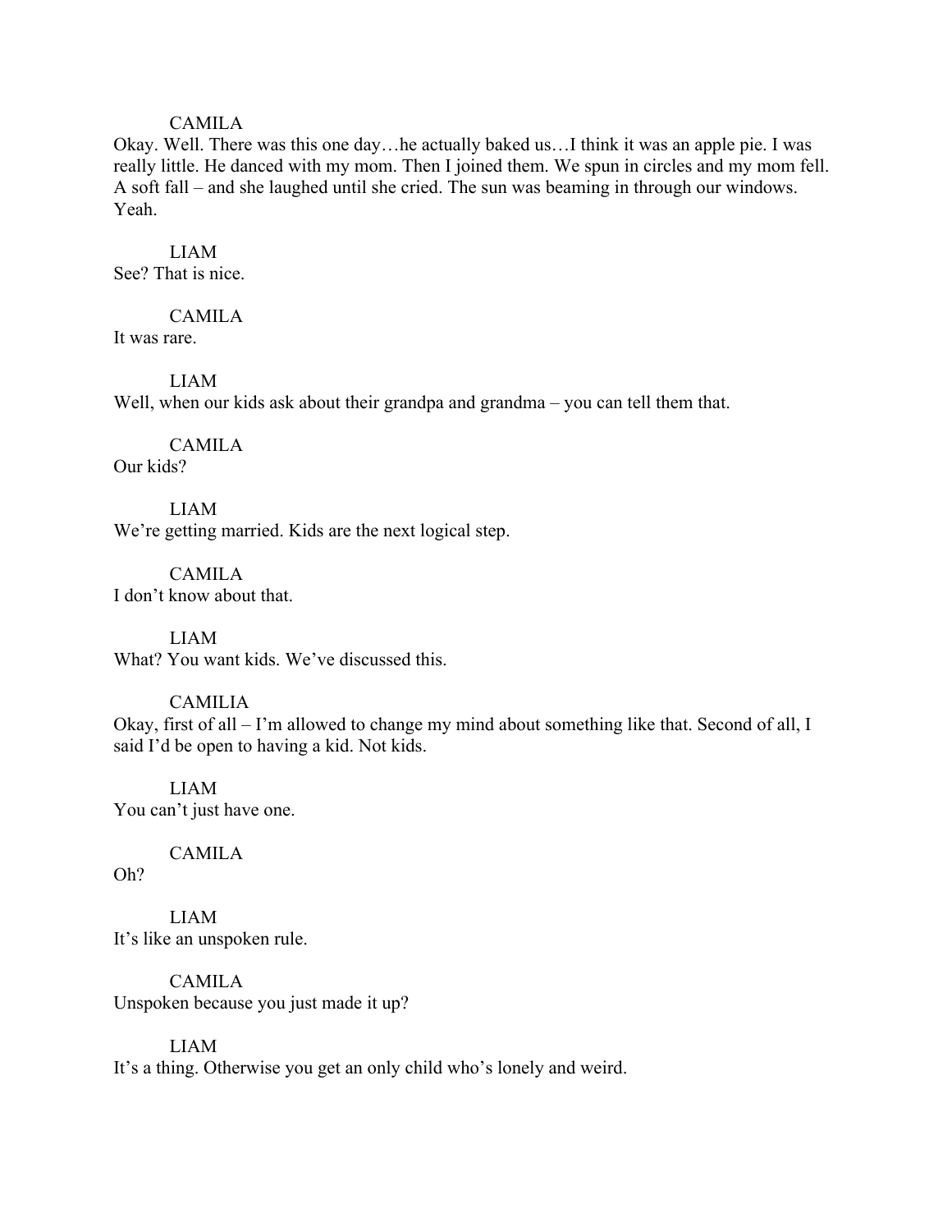CAMILA

Okay. Well. There was this one day…he actually baked us…I think it was an apple pie. I was really little. He danced with my mom. Then I joined them. We spun in circles and my mom fell. A soft fall – and she laughed until she cried. The sun was beaming in through our windows. Yeah.

LIAM

See? That is nice.

CAMILA

It was rare.

LIAM

Well, when our kids ask about their grandpa and grandma – you can tell them that.

CAMILA

Our kids?

LIAM

We're getting married. Kids are the next logical step.

CAMILA

I don't know about that.

LIAM

What? You want kids. We've discussed this.

CAMILIA

Okay, first of all – I'm allowed to change my mind about something like that. Second of all, I said I'd be open to having a kid. Not kids.

LIAM

You can't just have one.

CAMILA

Oh?

LIAM

It's like an unspoken rule.

CAMILA

Unspoken because you just made it up?

LIAM

It's a thing. Otherwise you get an only child who's lonely and weird.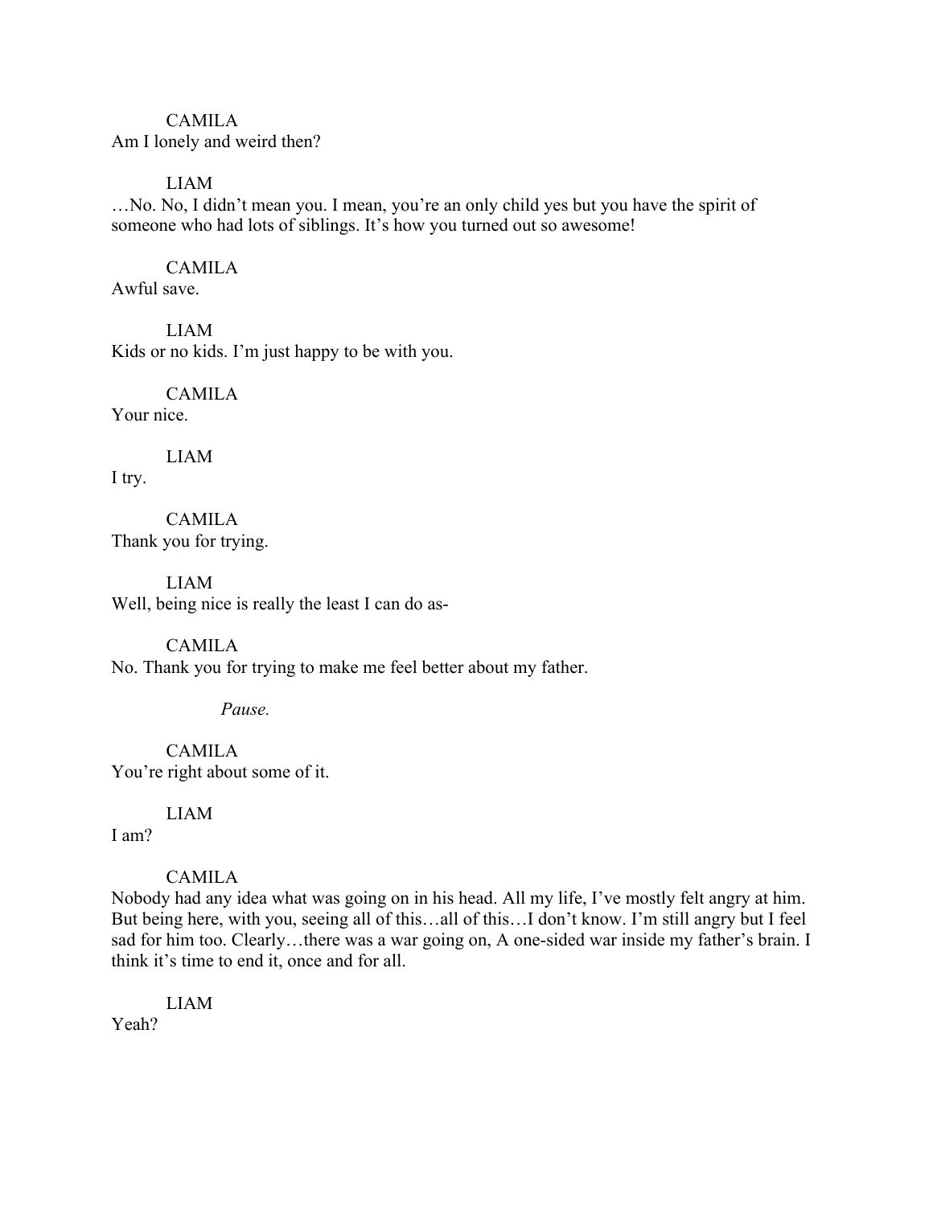CAMILA

Am I lonely and weird then?

LIAM

…No. No, I didn't mean you. I mean, you're an only child yes but you have the spirit of someone who had lots of siblings. It's how you turned out so awesome!

CAMILA

Awful save.

LIAM

Kids or no kids. I'm just happy to be with you.

CAMILA

Your nice.

LIAM

I try.

CAMILA

Thank you for trying.

LIAM

Well, being nice is really the least I can do as-

CAMILA

No. Thank you for trying to make me feel better about my father.

*Pause.*

CAMILA

You're right about some of it.

LIAM

I am?

CAMILA

Nobody had any idea what was going on in his head. All my life, I've mostly felt angry at him. But being here, with you, seeing all of this…all of this…I don't know. I'm still angry but I feel sad for him too. Clearly…there was a war going on, A one-sided war inside my father's brain. I think it's time to end it, once and for all.

LIAM

Yeah?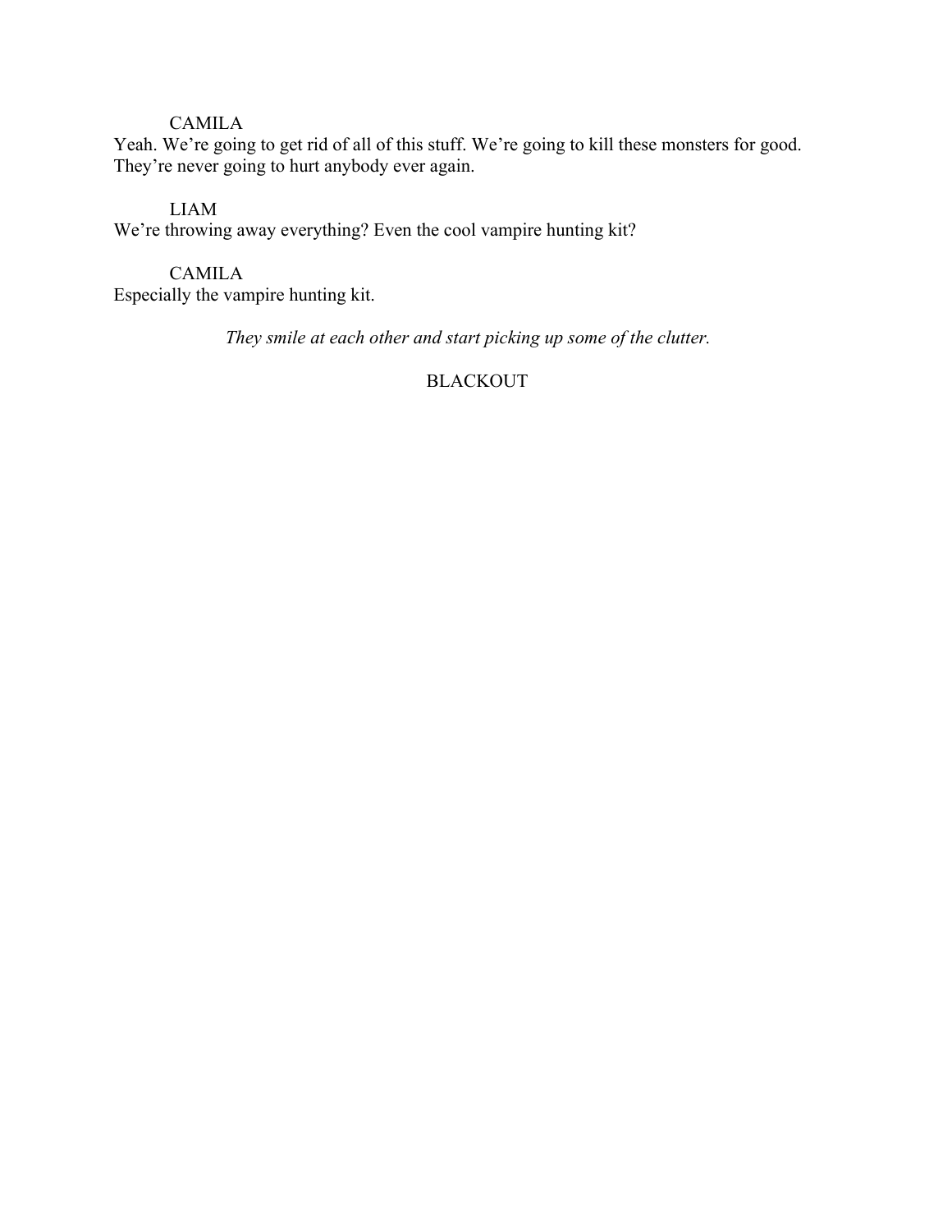CAMILA

Yeah. We're going to get rid of all of this stuff. We're going to kill these monsters for good. They're never going to hurt anybody ever again.

LIAM

We're throwing away everything? Even the cool vampire hunting kit?

CAMILA

Especially the vampire hunting kit.

*They smile at each other and start picking up some of the clutter.*

BLACKOUT